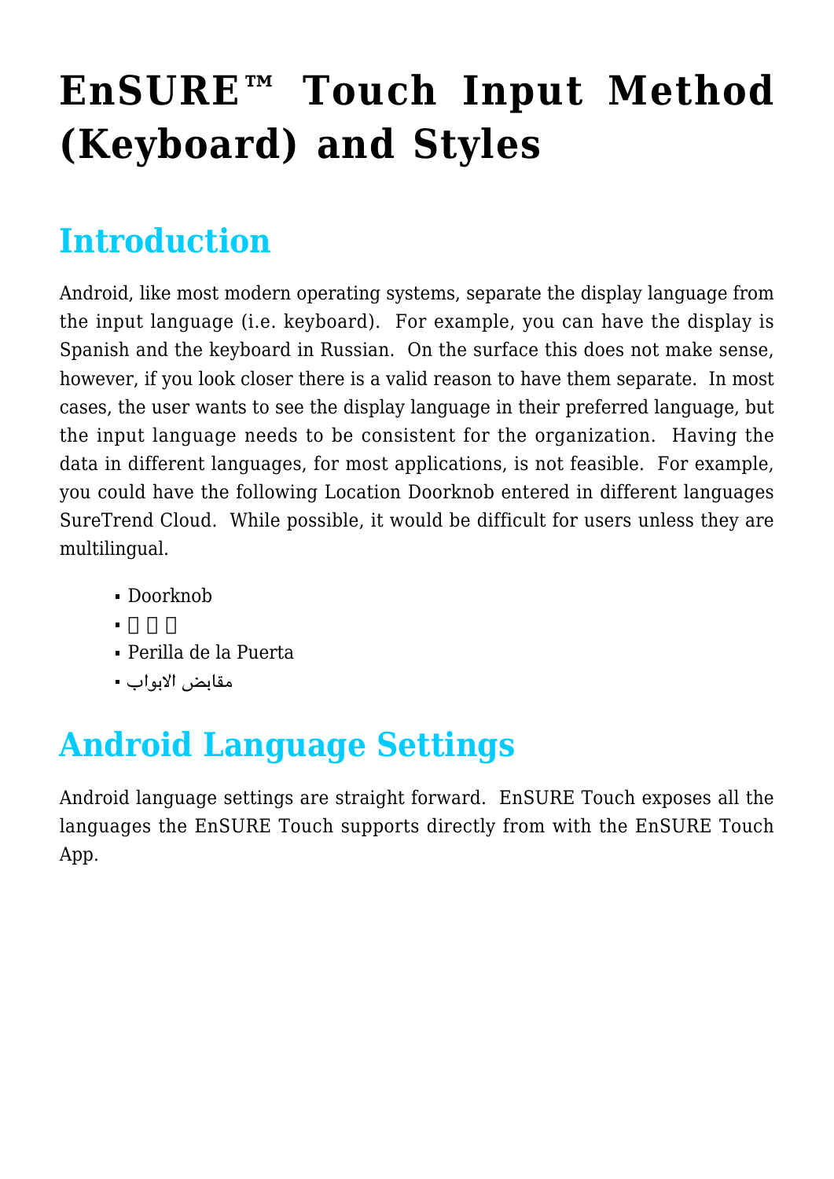# EnSURE™ Touch Input Method (Keyboard) and Styles

## Introduction

Android, like most modern operating systems, separate the display language from the input language (i.e. keyboard). For example, you can have the display is Spanish and the keyboard in Russian. On the surface this does not make sense, however, if you look closer there is a valid reason to have them separate. In most cases, the user wants to see the display language in their preferred language, but the input language needs to be consistent for the organization. Having the data in different languages, for most applications, is not feasible. For example, you could have the following Location Doorknob entered in different languages SureTrend Cloud. While possible, it would be difficult for users unless they are multilingual.

- Doorknob
- □□□
- Perilla de la Puerta
- مقابض الابواب

## Android Language Settings

Android language settings are straight forward. EnSURE Touch exposes all the languages the EnSURE Touch supports directly from with the EnSURE Touch App.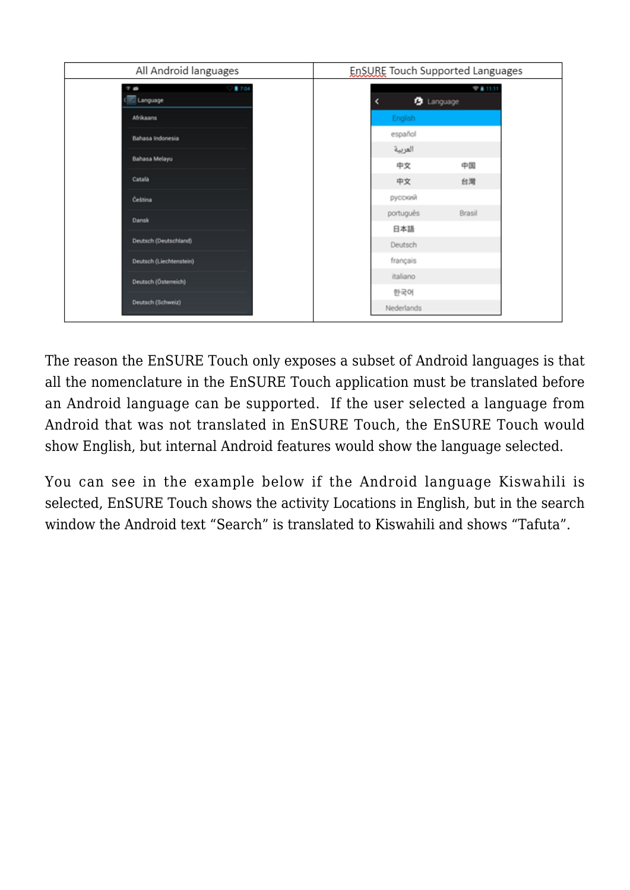| All Android languages | EnSURE Touch Supported Languages |
| --- | --- |
| Language<br>Afrikaans<br>Bahasa Indonesia<br>Bahasa Melayu<br>Català<br>Čeština<br>Dansk<br>Deutsch (Deutschland)<br>Deutsch (Liechtenstein)<br>Deutsch (Österreich)<br>Deutsch (Schweiz) | Language<br>English<br>español<br>العربية<br>中文 中国<br>中文 台灣<br>русский<br>português Brasil<br>日本語<br>Deutsch<br>français<br>italiano<br>한국어<br>Nederlands |

The reason the EnSURE Touch only exposes a subset of Android languages is that all the nomenclature in the EnSURE Touch application must be translated before an Android language can be supported. If the user selected a language from Android that was not translated in EnSURE Touch, the EnSURE Touch would show English, but internal Android features would show the language selected.

You can see in the example below if the Android language Kiswahili is selected, EnSURE Touch shows the activity Locations in English, but in the search window the Android text "Search" is translated to Kiswahili and shows "Tafuta".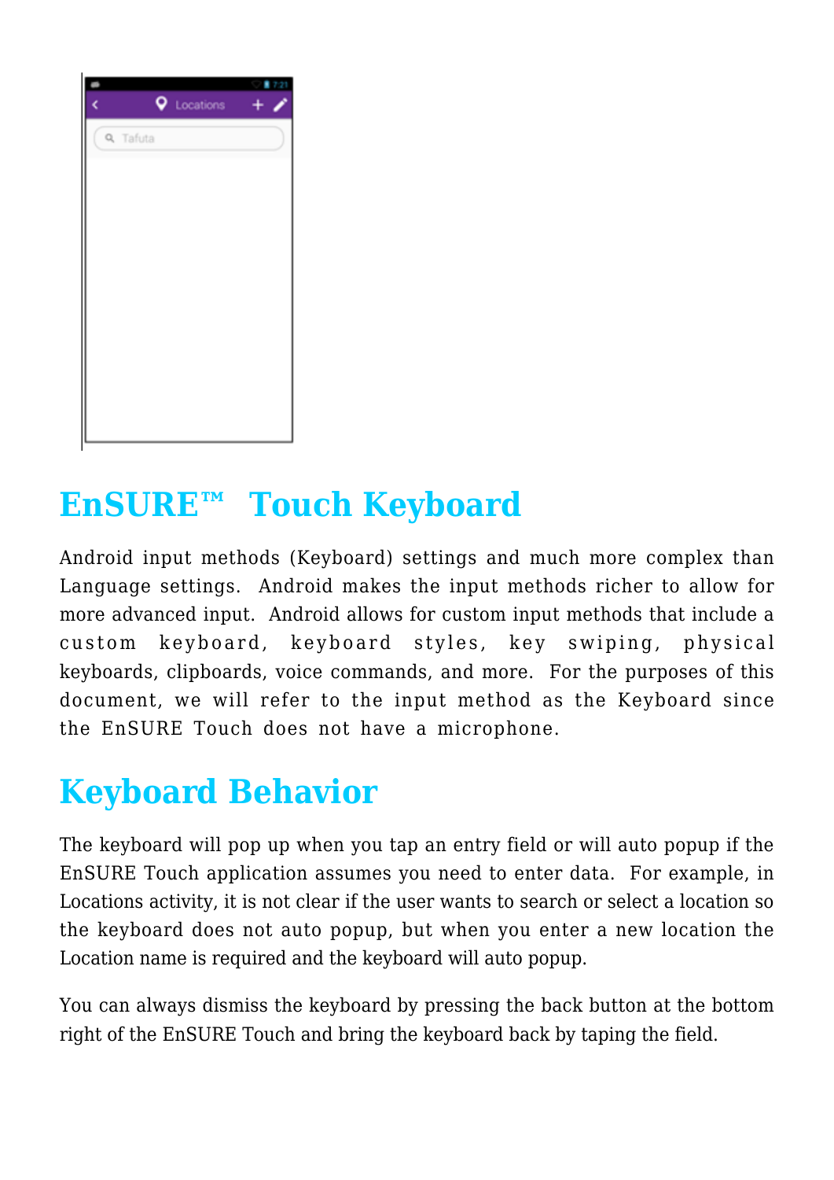# EnSURE™  Touch Keyboard

Android input methods (Keyboard) settings and much more complex than Language settings.  Android makes the input methods richer to allow for more advanced input.  Android allows for custom input methods that include a custom keyboard, keyboard styles, key swiping, physical keyboards, clipboards, voice commands, and more.  For the purposes of this document, we will refer to the input method as the Keyboard since the EnSURE Touch does not have a microphone.

# Keyboard Behavior

The keyboard will pop up when you tap an entry field or will auto popup if the EnSURE Touch application assumes you need to enter data.  For example, in Locations activity, it is not clear if the user wants to search or select a location so the keyboard does not auto popup, but when you enter a new location the Location name is required and the keyboard will auto popup.

You can always dismiss the keyboard by pressing the back button at the bottom right of the EnSURE Touch and bring the keyboard back by taping the field.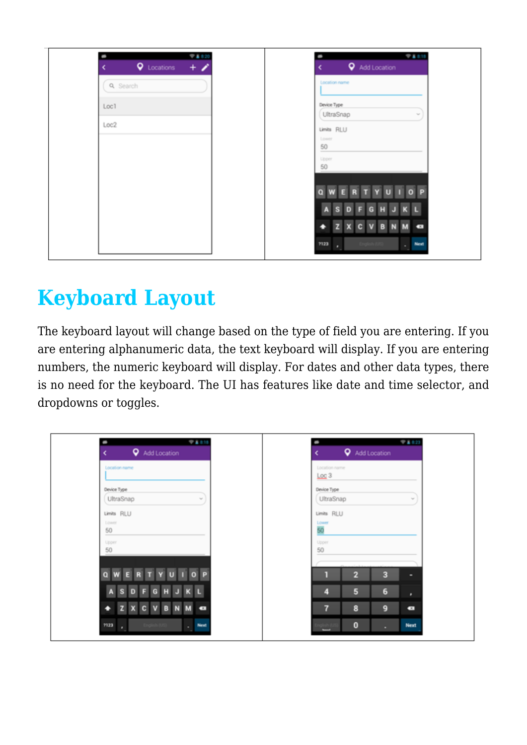## Keyboard Layout

The keyboard layout will change based on the type of field you are entering. If you are entering alphanumeric data, the text keyboard will display. If you are entering numbers, the numeric keyboard will display. For dates and other data types, there is no need for the keyboard. The UI has features like date and time selector, and dropdowns or toggles.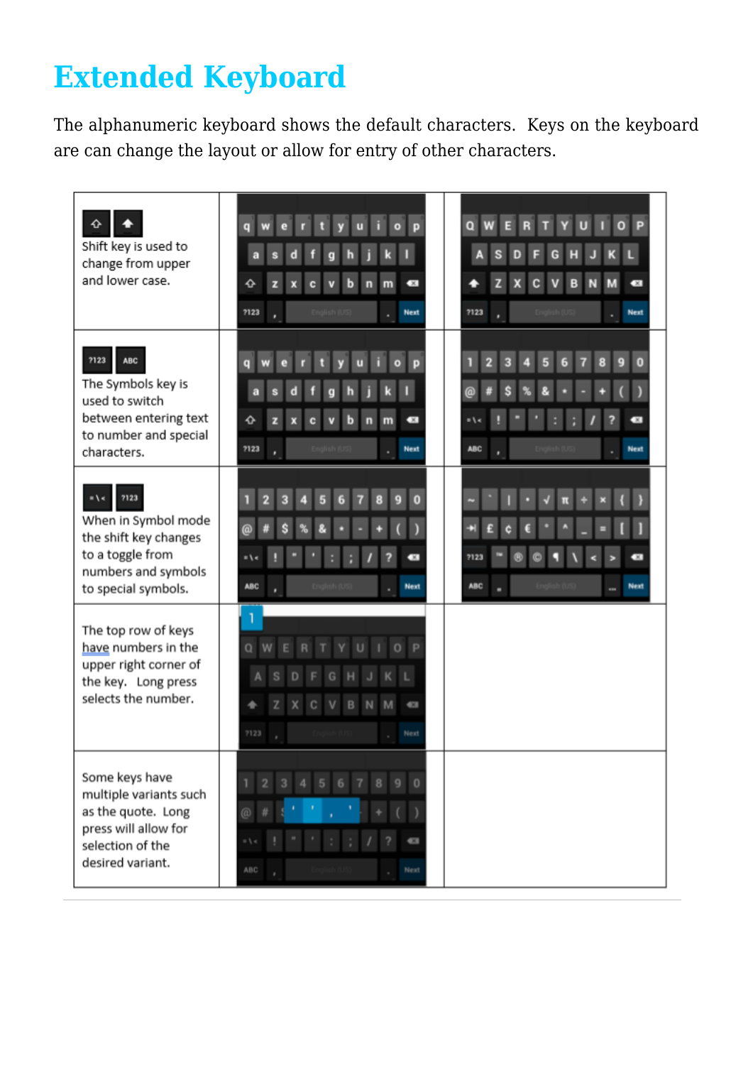# Extended Keyboard

The alphanumeric keyboard shows the default characters. Keys on the keyboard are can change the layout or allow for entry of other characters.

| | | |
|---|---|---|
| Shift key is used to change from upper and lower case. | | |
| The Symbols key is used to switch between entering text to number and special characters. | | |
| When in Symbol mode the shift key changes to a toggle from numbers and symbols to special symbols. | | |
| The top row of keys have numbers in the upper right corner of the key. Long press selects the number. | | |
| Some keys have multiple variants such as the quote. Long press will allow for selection of the desired variant. | | |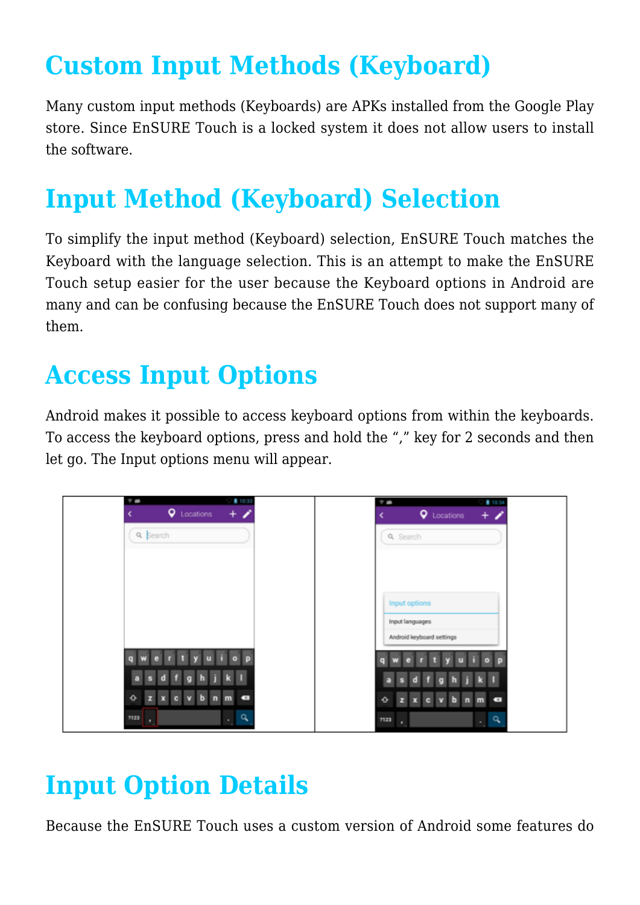# Custom Input Methods (Keyboard)

Many custom input methods (Keyboards) are APKs installed from the Google Play store. Since EnSURE Touch is a locked system it does not allow users to install the software.

# Input Method (Keyboard) Selection

To simplify the input method (Keyboard) selection, EnSURE Touch matches the Keyboard with the language selection. This is an attempt to make the EnSURE Touch setup easier for the user because the Keyboard options in Android are many and can be confusing because the EnSURE Touch does not support many of them.

# Access Input Options

Android makes it possible to access keyboard options from within the keyboards. To access the keyboard options, press and hold the "," key for 2 seconds and then let go. The Input options menu will appear.

# Input Option Details

Because the EnSURE Touch uses a custom version of Android some features do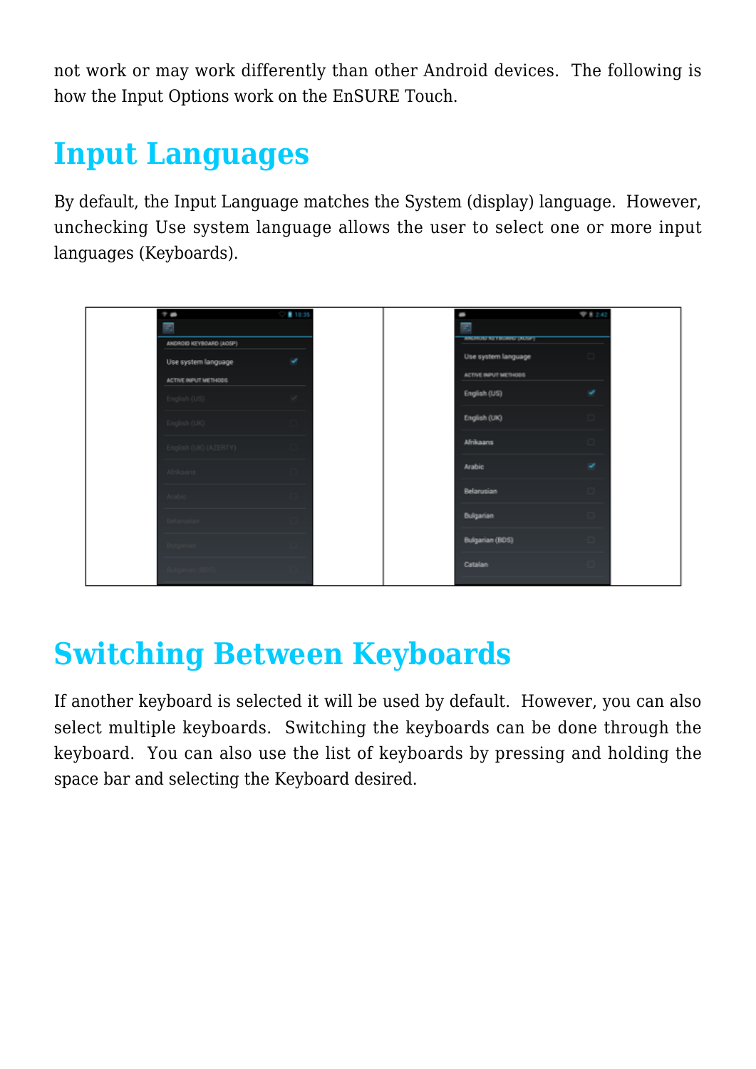not work or may work differently than other Android devices. The following is how the Input Options work on the EnSURE Touch.

# Input Languages

By default, the Input Language matches the System (display) language. However, unchecking Use system language allows the user to select one or more input languages (Keyboards).

# Switching Between Keyboards

If another keyboard is selected it will be used by default. However, you can also select multiple keyboards. Switching the keyboards can be done through the keyboard. You can also use the list of keyboards by pressing and holding the space bar and selecting the Keyboard desired.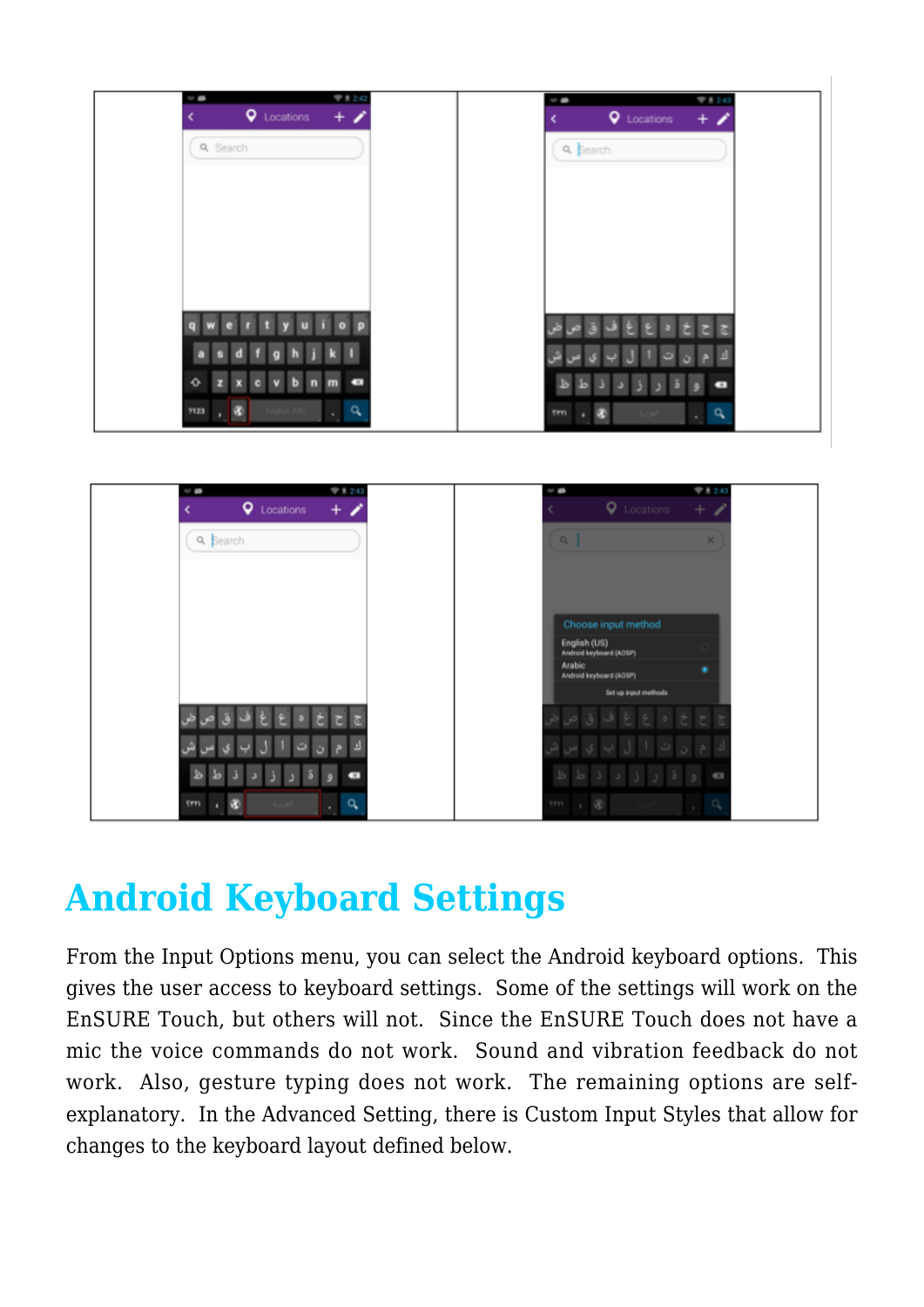## Android Keyboard Settings

From the Input Options menu, you can select the Android keyboard options. This gives the user access to keyboard settings. Some of the settings will work on the EnSURE Touch, but others will not. Since the EnSURE Touch does not have a mic the voice commands do not work. Sound and vibration feedback do not work. Also, gesture typing does not work. The remaining options are self-explanatory. In the Advanced Setting, there is Custom Input Styles that allow for changes to the keyboard layout defined below.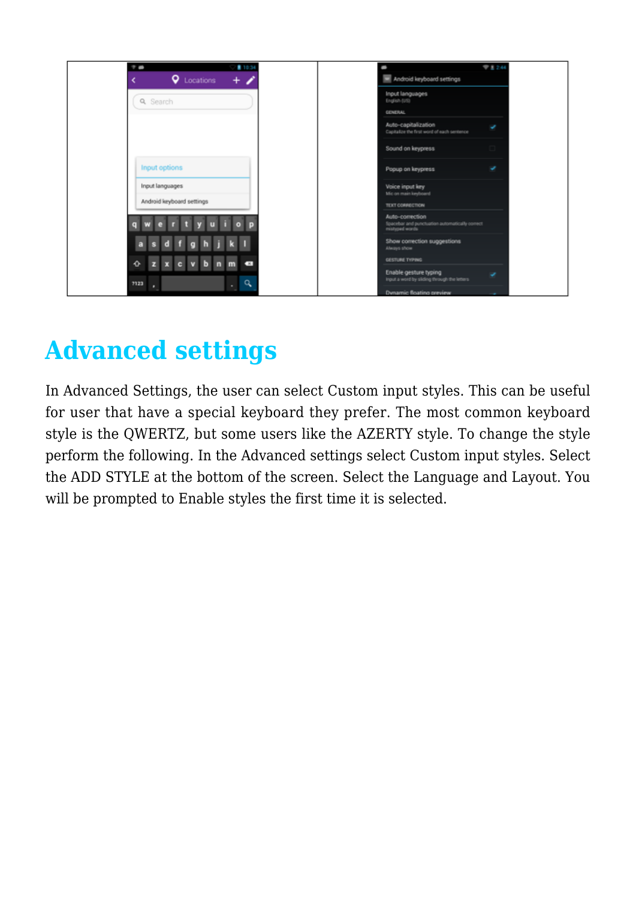## Advanced settings

In Advanced Settings, the user can select Custom input styles. This can be useful for user that have a special keyboard they prefer. The most common keyboard style is the QWERTZ, but some users like the AZERTY style. To change the style perform the following. In the Advanced settings select Custom input styles. Select the ADD STYLE at the bottom of the screen. Select the Language and Layout. You will be prompted to Enable styles the first time it is selected.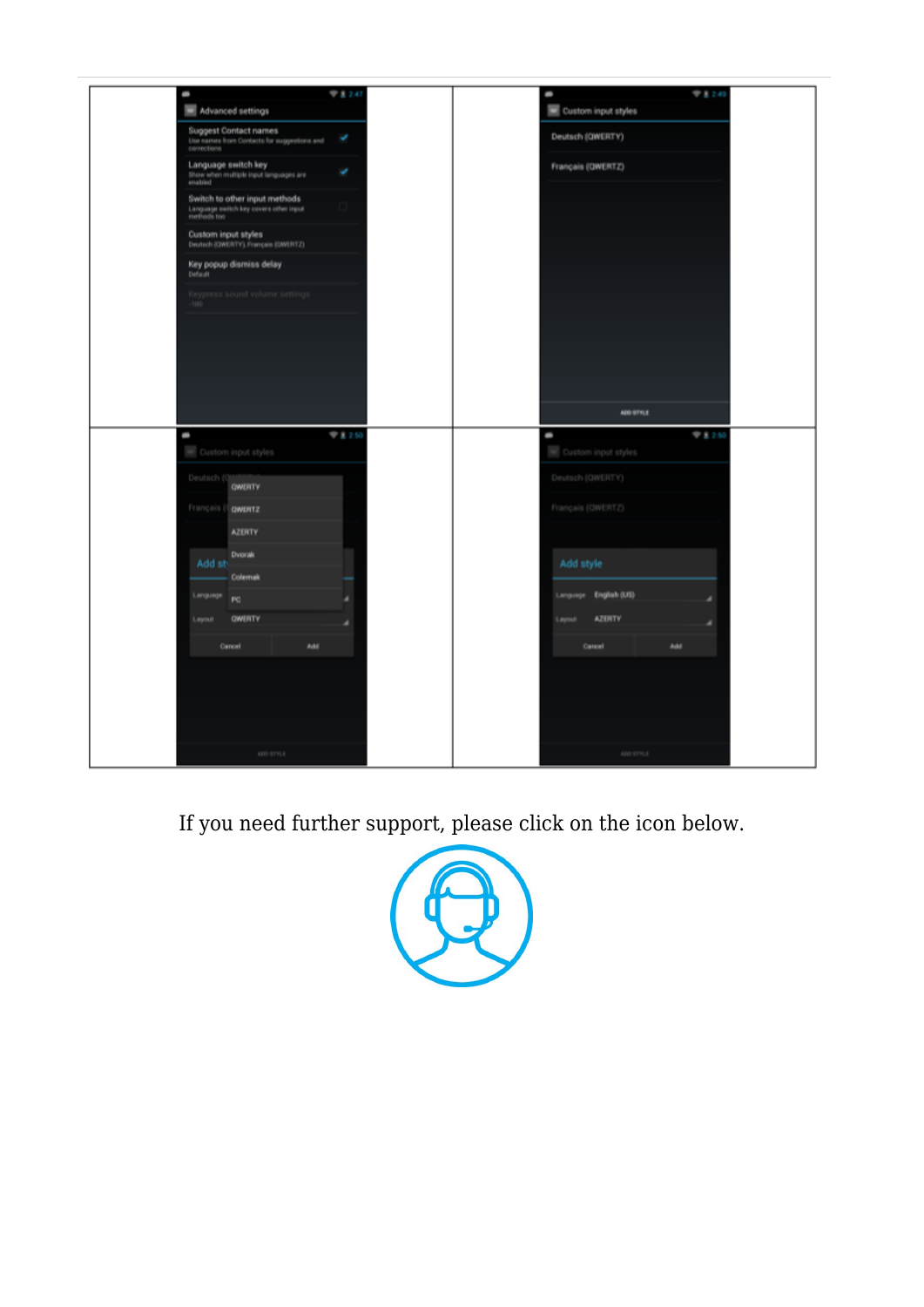If you need further support, please click on the icon below.